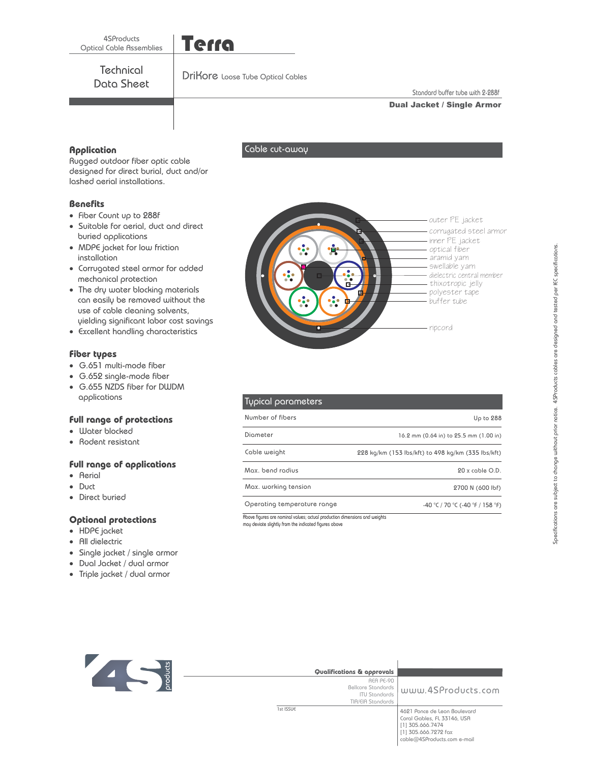4SProducts
Optical Cable Assemblies

# Terra

Technical Data Sheet

DriKore Loose Tube Optical Cables

Standard buffer tube with 2-288f

**Dual Jacket / Single Armor**

## Application

Rugged outdoor fiber optic cable designed for direct burial, duct and/or lashed aerial installations.

## Benefits

- Fiber Count up to 288f
- Suitable for aerial, duct and direct buried applications
- MDPE jacket for low friction installation
- Corrugated steel armor for added mechanical protection
- The dry water blocking materials can easily be removed without the use of cable cleaning solvents, yielding significant labor cost savings
- Excellent handling characteristics

## Fiber types

- G.651 multi-mode fiber
- G.652 single-mode fiber
- G.655 NZDS fiber for DWDM applications

## Full range of protections

- Water blocked
- Rodent resistant

## Full range of applications

- Aerial
- Duct
- Direct buried

## Optional protections

- HDPE jacket
- All dielectric
- Single jacket / single armor
- Dual Jacket / dual armor
- Triple jacket / dual armor

## Cable cut-away

- outer PE jacket
- corrugated steel armor
- inner PE jacket
- optical fiber
- aramid yarn
- swellable yarn
- dielectric central member
- thixotropic jelly
- polyester tape
- buffer tube
- ripcord

## Typical parameters

| Parameter | Value |
|---|---|
| Number of fibers | Up to 288 |
| Diameter | 16.2 mm (0.64 in) to 25.5 mm (1.00 in) |
| Cable weight | 228 kg/km (153 lbs/kft) to 498 kg/km (335 lbs/kft) |
| Max. bend radius | 20 x cable O.D. |
| Max. working tension | 2700 N (600 lbf) |
| Operating temperature range | -40 °C / 70 °C (-40 °F / 158 °F) |

Above figures are nominal values; actual production dimensions and weights may deviate slightly from the indicated figures above

Specifications are subject to change without prior notice. 4SProducts cables are designed and tested per IEC specifications.

**Qualifications & approvals**

REA PE-90
Bellcore Standards
ITU Standards
TIA/EIA Standards

1st ISSUE

www.4SProducts.com

4621 Ponce de Leon Boulevard
Coral Gables, FL 33146, USA
[1] 305.666.7474
[1] 305.666.7272 fax
cable@4SProducts.com e-mail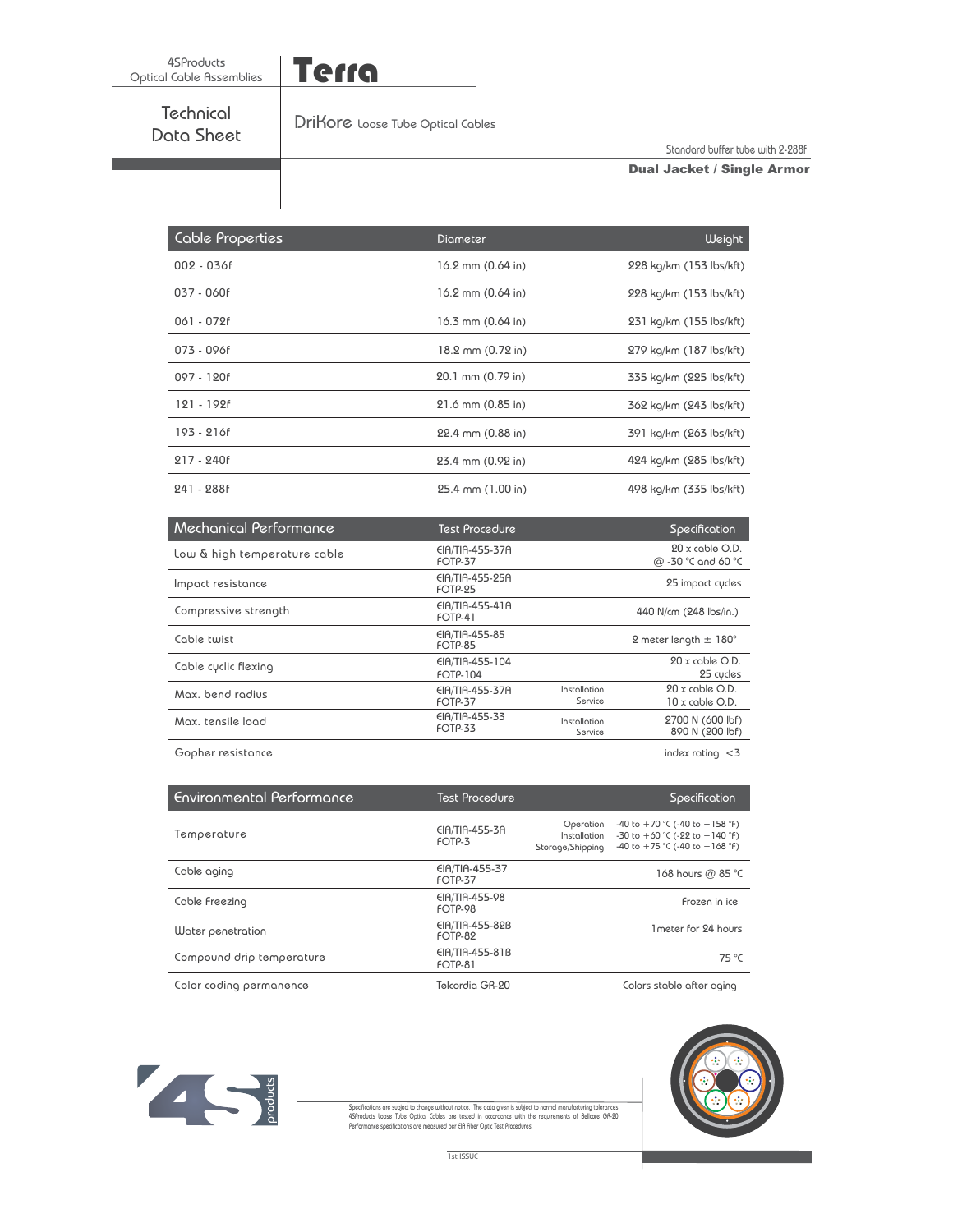4SProducts
Optical Cable Assemblies

# Terra

## Technical Data Sheet

**DriKore** Loose Tube Optical Cables

Standard buffer tube with 2-288f

**Dual Jacket / Single Armor**

| Cable Properties | Diameter | Weight |
|---|---|---|
| 002 - 036f | 16.2 mm (0.64 in) | 228 kg/km (153 lbs/kft) |
| 037 - 060f | 16.2 mm (0.64 in) | 228 kg/km (153 lbs/kft) |
| 061 - 072f | 16.3 mm (0.64 in) | 231 kg/km (155 lbs/kft) |
| 073 - 096f | 18.2 mm (0.72 in) | 279 kg/km (187 lbs/kft) |
| 097 - 120f | 20.1 mm (0.79 in) | 335 kg/km (225 lbs/kft) |
| 121 - 192f | 21.6 mm (0.85 in) | 362 kg/km (243 lbs/kft) |
| 193 - 216f | 22.4 mm (0.88 in) | 391 kg/km (263 lbs/kft) |
| 217 - 240f | 23.4 mm (0.92 in) | 424 kg/km (285 lbs/kft) |
| 241 - 288f | 25.4 mm (1.00 in) | 498 kg/km (335 lbs/kft) |

| Mechanical Performance | Test Procedure | | Specification |
|---|---|---|---|
| Low & high temperature cable | EIA/TIA-455-37A FOTP-37 | | 20 x cable O.D. @ -30 °C and 60 °C |
| Impact resistance | EIA/TIA-455-25A FOTP-25 | | 25 impact cycles |
| Compressive strength | EIA/TIA-455-41A FOTP-41 | | 440 N/cm (248 lbs/in.) |
| Cable twist | EIA/TIA-455-85 FOTP-85 | | 2 meter length ± 180° |
| Cable cyclic flexing | EIA/TIA-455-104 FOTP-104 | | 20 x cable O.D. 25 cycles |
| Max. bend radius | EIA/TIA-455-37A FOTP-37 | Installation<br>Service | 20 x cable O.D.<br>10 x cable O.D. |
| Max. tensile load | EIA/TIA-455-33 FOTP-33 | Installation<br>Service | 2700 N (600 lbf)<br>890 N (200 lbf) |
| Gopher resistance | | | index rating <3 |

| Environmental Performance | Test Procedure | | Specification |
|---|---|---|---|
| Temperature | EIA/TIA-455-3A FOTP-3 | Operation<br>Installation<br>Storage/Shipping | -40 to +70 °C (-40 to +158 °F)<br>-30 to +60 °C (-22 to +140 °F)<br>-40 to +75 °C (-40 to +168 °F) |
| Cable aging | EIA/TIA-455-37 FOTP-37 | | 168 hours @ 85 °C |
| Cable Freezing | EIA/TIA-455-98 FOTP-98 | | Frozen in ice |
| Water penetration | EIA/TIA-455-82B FOTP-82 | | 1meter for 24 hours |
| Compound drip temperature | EIA/TIA-455-81B FOTP-81 | | 75 °C |
| Color coding permanence | Telcordia GR-20 | | Colors stable after aging |

Specifications are subject to change without notice. The data given is subject to normal manufacturing tolerances. 4SProducts Loose Tube Optical Cables are tested in accordance with the requirements of Bellcore GR-20. Performance specifications are measured per EIA Fiber Optic Test Procedures.

1st ISSUE